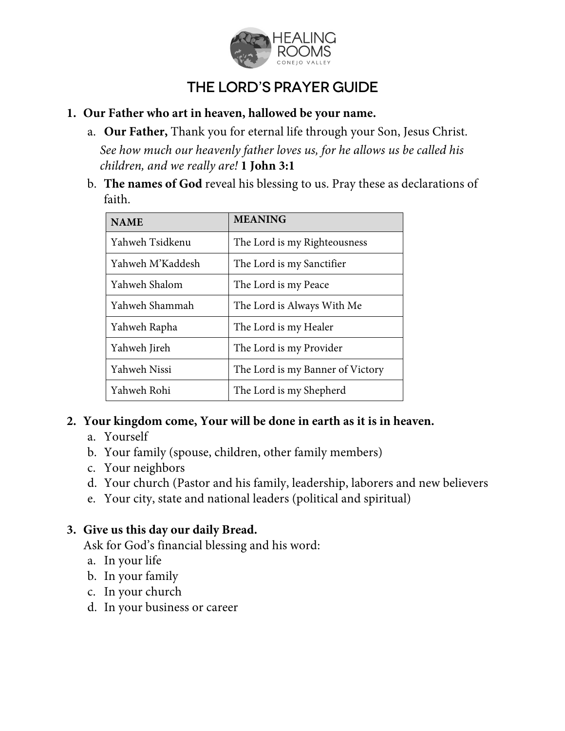HEALING ROOMS
CONEJO VALLEY

# THE LORD'S PRAYER GUIDE

1. **Our Father who art in heaven, hallowed be your name.**
   a. **Our Father,** Thank you for eternal life through your Son, Jesus Christ.
   *See how much our heavenly father loves us, for he allows us be called his children, and we really are!* **1 John 3:1**
   b. **The names of God** reveal his blessing to us. Pray these as declarations of faith.

| NAME | MEANING |
|---|---|
| Yahweh Tsidkenu | The Lord is my Righteousness |
| Yahweh M'Kaddesh | The Lord is my Sanctifier |
| Yahweh Shalom | The Lord is my Peace |
| Yahweh Shammah | The Lord is Always With Me |
| Yahweh Rapha | The Lord is my Healer |
| Yahweh Jireh | The Lord is my Provider |
| Yahweh Nissi | The Lord is my Banner of Victory |
| Yahweh Rohi | The Lord is my Shepherd |

2. **Your kingdom come, Your will be done in earth as it is in heaven.**
   a. Yourself
   b. Your family (spouse, children, other family members)
   c. Your neighbors
   d. Your church (Pastor and his family, leadership, laborers and new believers
   e. Your city, state and national leaders (political and spiritual)

3. **Give us this day our daily Bread.**
   Ask for God's financial blessing and his word:
   a. In your life
   b. In your family
   c. In your church
   d. In your business or career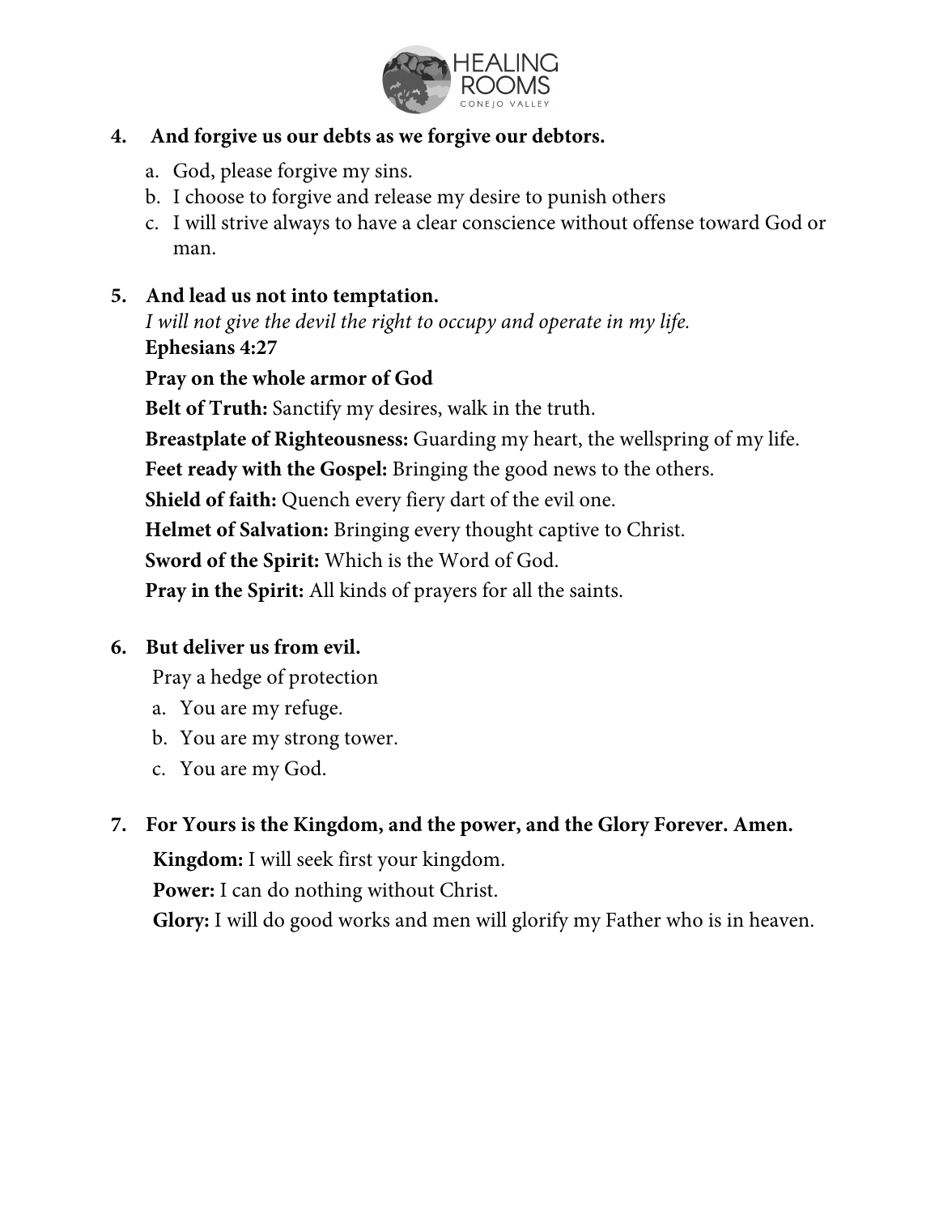**4. And forgive us our debts as we forgive our debtors.**

a. God, please forgive my sins.
b. I choose to forgive and release my desire to punish others
c. I will strive always to have a clear conscience without offense toward God or man.

**5. And lead us not into temptation.**

*I will not give the devil the right to occupy and operate in my life.*
**Ephesians 4:27**

**Pray on the whole armor of God**

**Belt of Truth:** Sanctify my desires, walk in the truth.

**Breastplate of Righteousness:** Guarding my heart, the wellspring of my life.

**Feet ready with the Gospel:** Bringing the good news to the others.

**Shield of faith:** Quench every fiery dart of the evil one.

**Helmet of Salvation:** Bringing every thought captive to Christ.

**Sword of the Spirit:** Which is the Word of God.

**Pray in the Spirit:** All kinds of prayers for all the saints.

**6. But deliver us from evil.**

Pray a hedge of protection

a. You are my refuge.
b. You are my strong tower.
c. You are my God.

**7. For Yours is the Kingdom, and the power, and the Glory Forever. Amen.**

**Kingdom:** I will seek first your kingdom.

**Power:** I can do nothing without Christ.

**Glory:** I will do good works and men will glorify my Father who is in heaven.